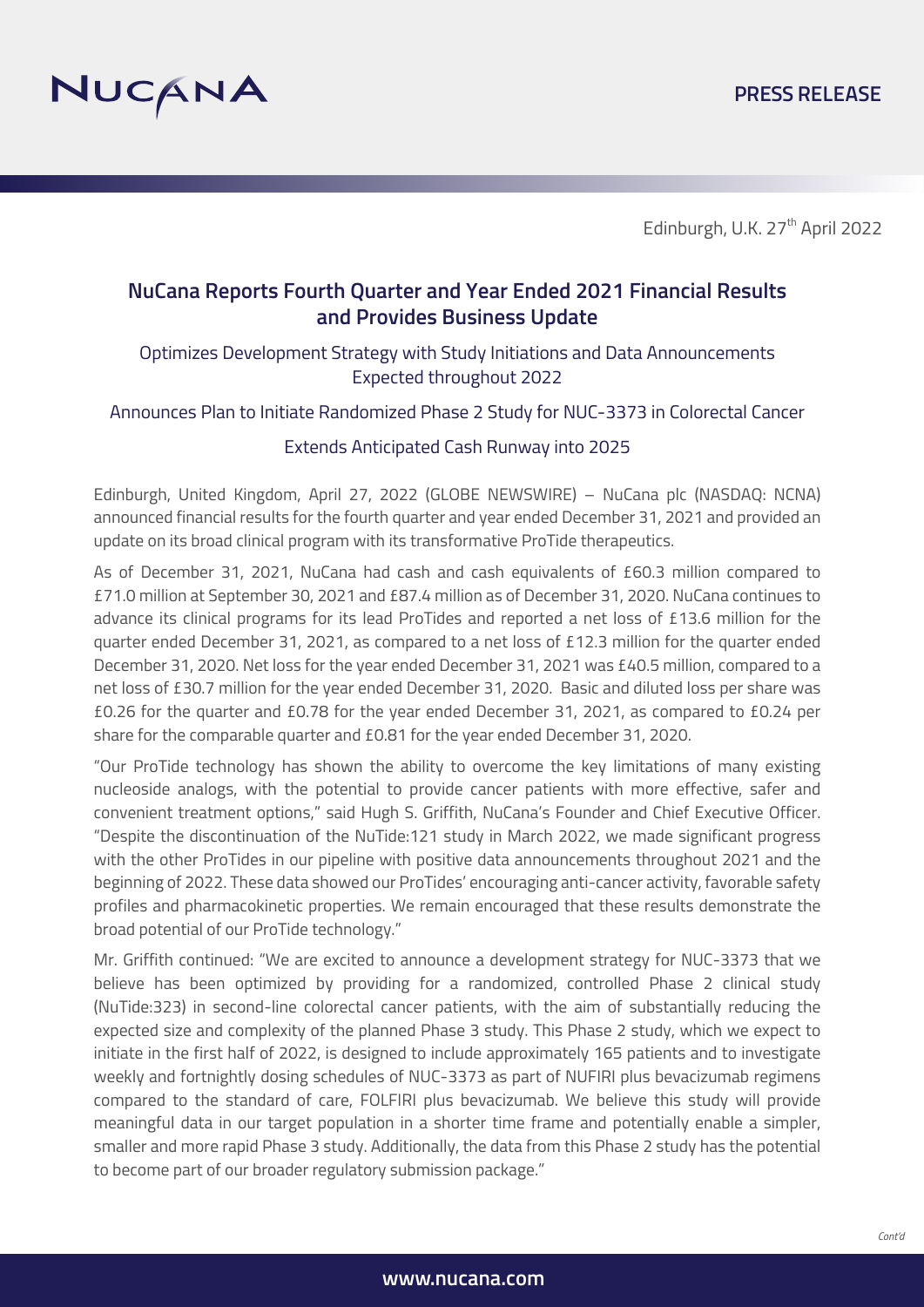NUCANA

PRESS RELEASE

Edinburgh, U.K. 27th April 2022

# NuCana Reports Fourth Quarter and Year Ended 2021 Financial Results and Provides Business Update

Optimizes Development Strategy with Study Initiations and Data Announcements Expected throughout 2022

Announces Plan to Initiate Randomized Phase 2 Study for NUC-3373 in Colorectal Cancer

Extends Anticipated Cash Runway into 2025

Edinburgh, United Kingdom, April 27, 2022 (GLOBE NEWSWIRE) – NuCana plc (NASDAQ: NCNA) announced financial results for the fourth quarter and year ended December 31, 2021 and provided an update on its broad clinical program with its transformative ProTide therapeutics.

As of December 31, 2021, NuCana had cash and cash equivalents of £60.3 million compared to £71.0 million at September 30, 2021 and £87.4 million as of December 31, 2020. NuCana continues to advance its clinical programs for its lead ProTides and reported a net loss of £13.6 million for the quarter ended December 31, 2021, as compared to a net loss of £12.3 million for the quarter ended December 31, 2020. Net loss for the year ended December 31, 2021 was £40.5 million, compared to a net loss of £30.7 million for the year ended December 31, 2020. Basic and diluted loss per share was £0.26 for the quarter and £0.78 for the year ended December 31, 2021, as compared to £0.24 per share for the comparable quarter and £0.81 for the year ended December 31, 2020.

"Our ProTide technology has shown the ability to overcome the key limitations of many existing nucleoside analogs, with the potential to provide cancer patients with more effective, safer and convenient treatment options," said Hugh S. Griffith, NuCana's Founder and Chief Executive Officer. "Despite the discontinuation of the NuTide:121 study in March 2022, we made significant progress with the other ProTides in our pipeline with positive data announcements throughout 2021 and the beginning of 2022. These data showed our ProTides' encouraging anti-cancer activity, favorable safety profiles and pharmacokinetic properties. We remain encouraged that these results demonstrate the broad potential of our ProTide technology."

Mr. Griffith continued: "We are excited to announce a development strategy for NUC-3373 that we believe has been optimized by providing for a randomized, controlled Phase 2 clinical study (NuTide:323) in second-line colorectal cancer patients, with the aim of substantially reducing the expected size and complexity of the planned Phase 3 study. This Phase 2 study, which we expect to initiate in the first half of 2022, is designed to include approximately 165 patients and to investigate weekly and fortnightly dosing schedules of NUC-3373 as part of NUFIRI plus bevacizumab regimens compared to the standard of care, FOLFIRI plus bevacizumab. We believe this study will provide meaningful data in our target population in a shorter time frame and potentially enable a simpler, smaller and more rapid Phase 3 study. Additionally, the data from this Phase 2 study has the potential to become part of our broader regulatory submission package."

Cont'd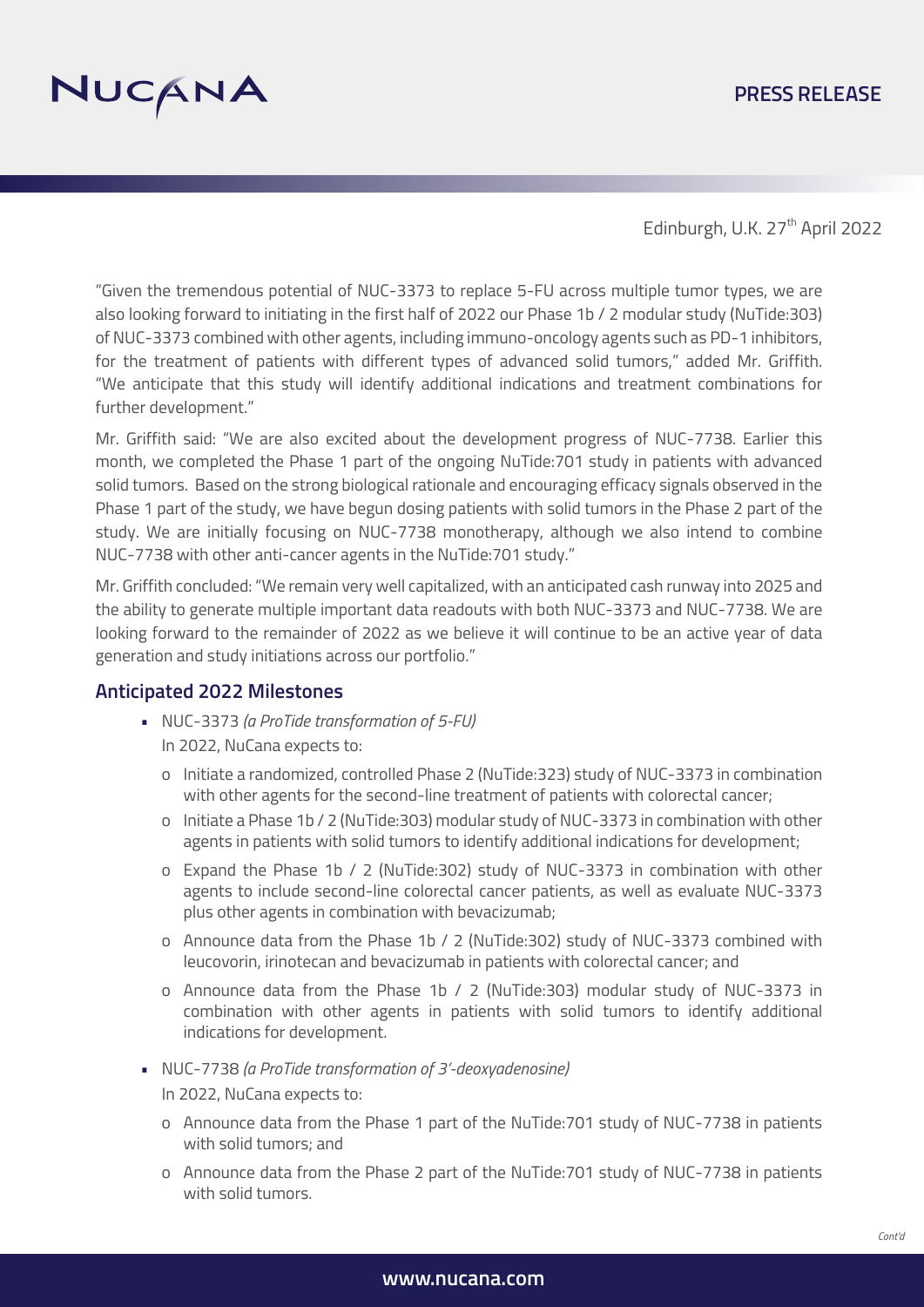"Given the tremendous potential of NUC-3373 to replace 5-FU across multiple tumor types, we are also looking forward to initiating in the first half of 2022 our Phase 1b / 2 modular study (NuTide:303) of NUC-3373 combined with other agents, including immuno-oncology agents such as PD-1 inhibitors, for the treatment of patients with different types of advanced solid tumors," added Mr. Griffith. "We anticipate that this study will identify additional indications and treatment combinations for further development."

Mr. Griffith said: "We are also excited about the development progress of NUC-7738. Earlier this month, we completed the Phase 1 part of the ongoing NuTide:701 study in patients with advanced solid tumors. Based on the strong biological rationale and encouraging efficacy signals observed in the Phase 1 part of the study, we have begun dosing patients with solid tumors in the Phase 2 part of the study. We are initially focusing on NUC-7738 monotherapy, although we also intend to combine NUC-7738 with other anti-cancer agents in the NuTide:701 study."

Mr. Griffith concluded: "We remain very well capitalized, with an anticipated cash runway into 2025 and the ability to generate multiple important data readouts with both NUC-3373 and NUC-7738. We are looking forward to the remainder of 2022 as we believe it will continue to be an active year of data generation and study initiations across our portfolio."

## Anticipated 2022 Milestones

- NUC-3373 *(a ProTide transformation of 5-FU)*

  In 2022, NuCana expects to:

  - Initiate a randomized, controlled Phase 2 (NuTide:323) study of NUC-3373 in combination with other agents for the second-line treatment of patients with colorectal cancer;
  - Initiate a Phase 1b / 2 (NuTide:303) modular study of NUC-3373 in combination with other agents in patients with solid tumors to identify additional indications for development;
  - Expand the Phase 1b / 2 (NuTide:302) study of NUC-3373 in combination with other agents to include second-line colorectal cancer patients, as well as evaluate NUC-3373 plus other agents in combination with bevacizumab;
  - Announce data from the Phase 1b / 2 (NuTide:302) study of NUC-3373 combined with leucovorin, irinotecan and bevacizumab in patients with colorectal cancer; and
  - Announce data from the Phase 1b / 2 (NuTide:303) modular study of NUC-3373 in combination with other agents in patients with solid tumors to identify additional indications for development.

- NUC-7738 *(a ProTide transformation of 3'-deoxyadenosine)*

  In 2022, NuCana expects to:

  - Announce data from the Phase 1 part of the NuTide:701 study of NUC-7738 in patients with solid tumors; and
  - Announce data from the Phase 2 part of the NuTide:701 study of NUC-7738 in patients with solid tumors.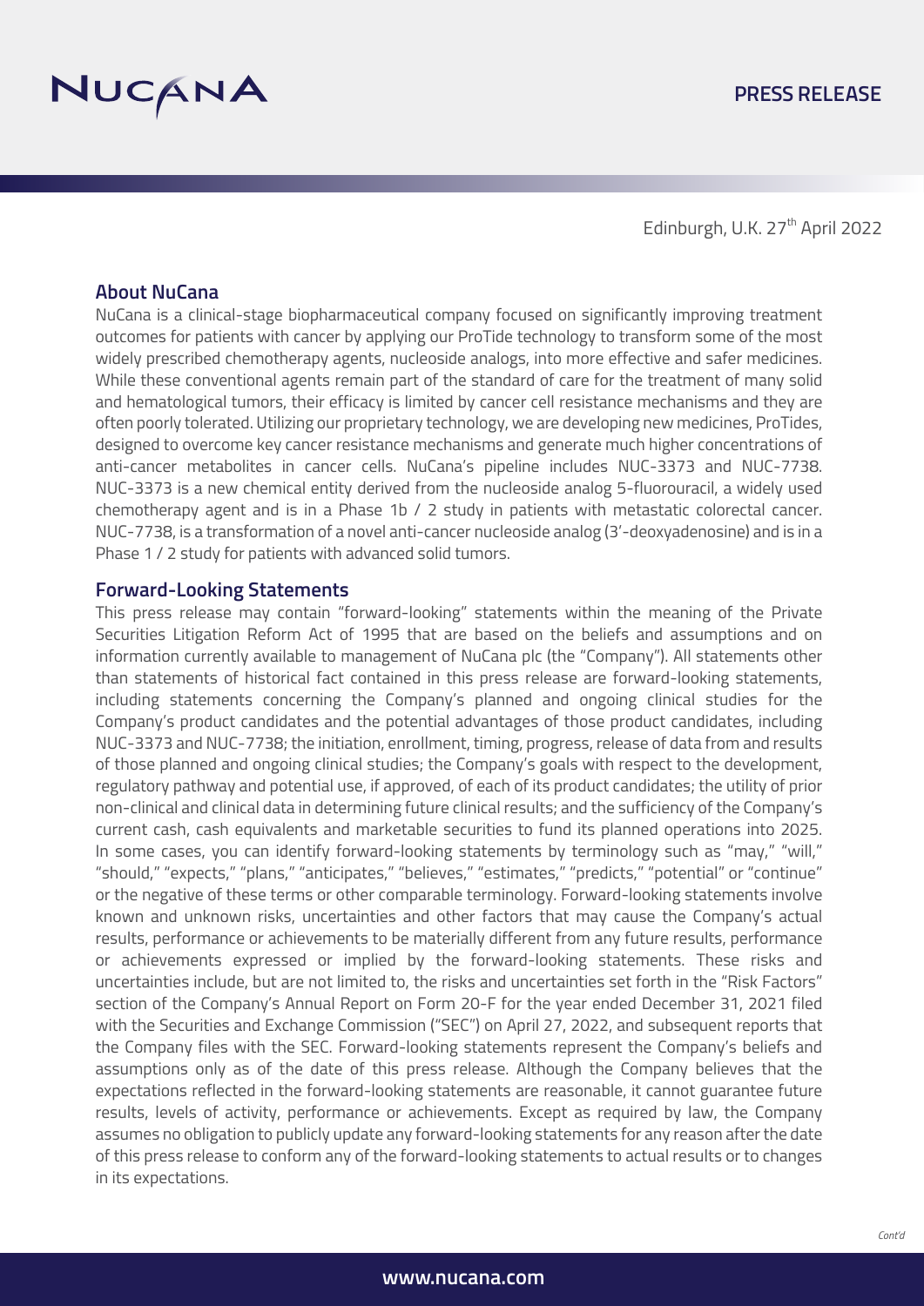Edinburgh, U.K. 27th April 2022

## About NuCana

NuCana is a clinical-stage biopharmaceutical company focused on significantly improving treatment outcomes for patients with cancer by applying our ProTide technology to transform some of the most widely prescribed chemotherapy agents, nucleoside analogs, into more effective and safer medicines. While these conventional agents remain part of the standard of care for the treatment of many solid and hematological tumors, their efficacy is limited by cancer cell resistance mechanisms and they are often poorly tolerated. Utilizing our proprietary technology, we are developing new medicines, ProTides, designed to overcome key cancer resistance mechanisms and generate much higher concentrations of anti-cancer metabolites in cancer cells. NuCana's pipeline includes NUC-3373 and NUC-7738. NUC-3373 is a new chemical entity derived from the nucleoside analog 5-fluorouracil, a widely used chemotherapy agent and is in a Phase 1b / 2 study in patients with metastatic colorectal cancer. NUC-7738, is a transformation of a novel anti-cancer nucleoside analog (3'-deoxyadenosine) and is in a Phase 1 / 2 study for patients with advanced solid tumors.

## Forward-Looking Statements

This press release may contain "forward-looking" statements within the meaning of the Private Securities Litigation Reform Act of 1995 that are based on the beliefs and assumptions and on information currently available to management of NuCana plc (the "Company"). All statements other than statements of historical fact contained in this press release are forward-looking statements, including statements concerning the Company's planned and ongoing clinical studies for the Company's product candidates and the potential advantages of those product candidates, including NUC-3373 and NUC-7738; the initiation, enrollment, timing, progress, release of data from and results of those planned and ongoing clinical studies; the Company's goals with respect to the development, regulatory pathway and potential use, if approved, of each of its product candidates; the utility of prior non-clinical and clinical data in determining future clinical results; and the sufficiency of the Company's current cash, cash equivalents and marketable securities to fund its planned operations into 2025. In some cases, you can identify forward-looking statements by terminology such as "may," "will," "should," "expects," "plans," "anticipates," "believes," "estimates," "predicts," "potential" or "continue" or the negative of these terms or other comparable terminology. Forward-looking statements involve known and unknown risks, uncertainties and other factors that may cause the Company's actual results, performance or achievements to be materially different from any future results, performance or achievements expressed or implied by the forward-looking statements. These risks and uncertainties include, but are not limited to, the risks and uncertainties set forth in the "Risk Factors" section of the Company's Annual Report on Form 20-F for the year ended December 31, 2021 filed with the Securities and Exchange Commission ("SEC") on April 27, 2022, and subsequent reports that the Company files with the SEC. Forward-looking statements represent the Company's beliefs and assumptions only as of the date of this press release. Although the Company believes that the expectations reflected in the forward-looking statements are reasonable, it cannot guarantee future results, levels of activity, performance or achievements. Except as required by law, the Company assumes no obligation to publicly update any forward-looking statements for any reason after the date of this press release to conform any of the forward-looking statements to actual results or to changes in its expectations.

*Cont'd*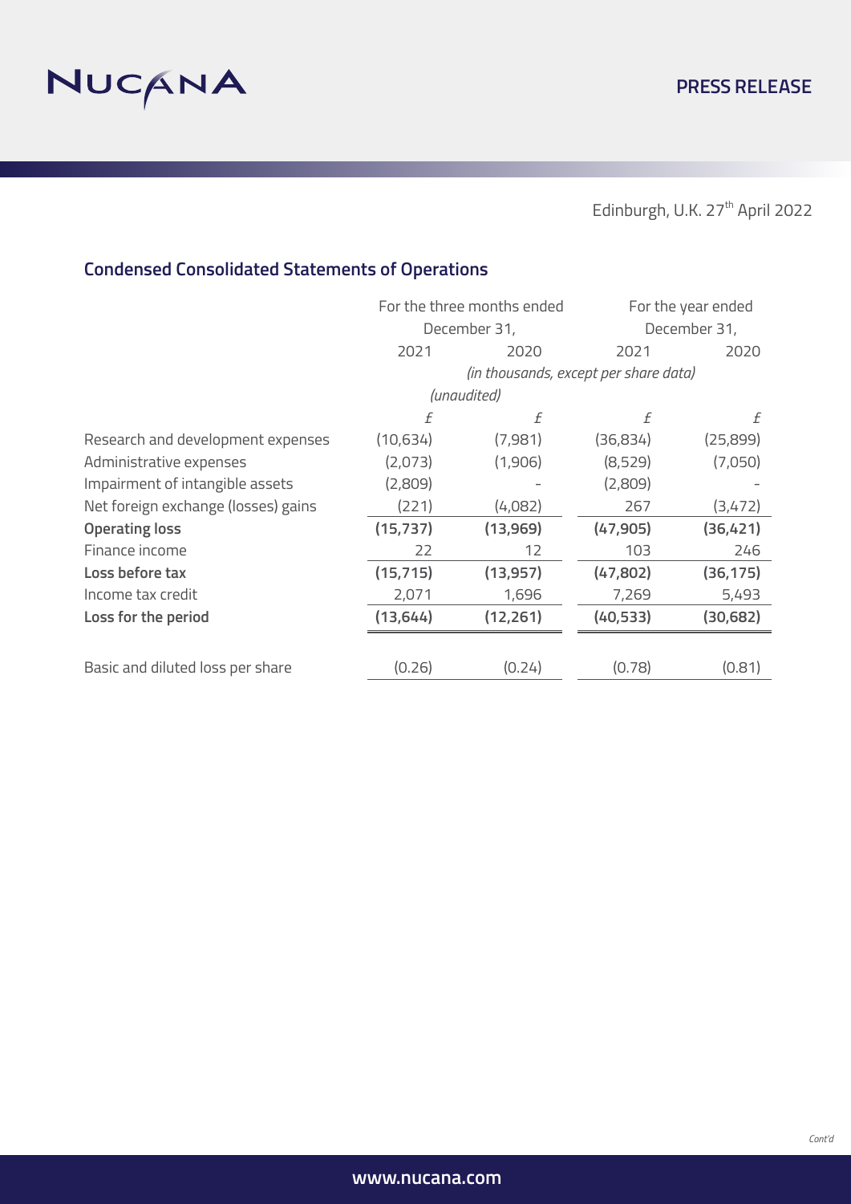Edinburgh, U.K. 27th April 2022

## Condensed Consolidated Statements of Operations

| | For the three months ended December 31, | | For the year ended December 31, | |
|---|---|---|---|---|
| | 2021 | 2020 | 2021 | 2020 |
| | *(in thousands, except per share data)* | | | |
| | *(unaudited)* | | | |
| | £ | £ | £ | £ |
| Research and development expenses | (10,634) | (7,981) | (36,834) | (25,899) |
| Administrative expenses | (2,073) | (1,906) | (8,529) | (7,050) |
| Impairment of intangible assets | (2,809) | - | (2,809) | - |
| Net foreign exchange (losses) gains | (221) | (4,082) | 267 | (3,472) |
| **Operating loss** | **(15,737)** | **(13,969)** | **(47,905)** | **(36,421)** |
| Finance income | 22 | 12 | 103 | 246 |
| **Loss before tax** | **(15,715)** | **(13,957)** | **(47,802)** | **(36,175)** |
| Income tax credit | 2,071 | 1,696 | 7,269 | 5,493 |
| **Loss for the period** | **(13,644)** | **(12,261)** | **(40,533)** | **(30,682)** |
| Basic and diluted loss per share | (0.26) | (0.24) | (0.78) | (0.81) |

*Cont'd*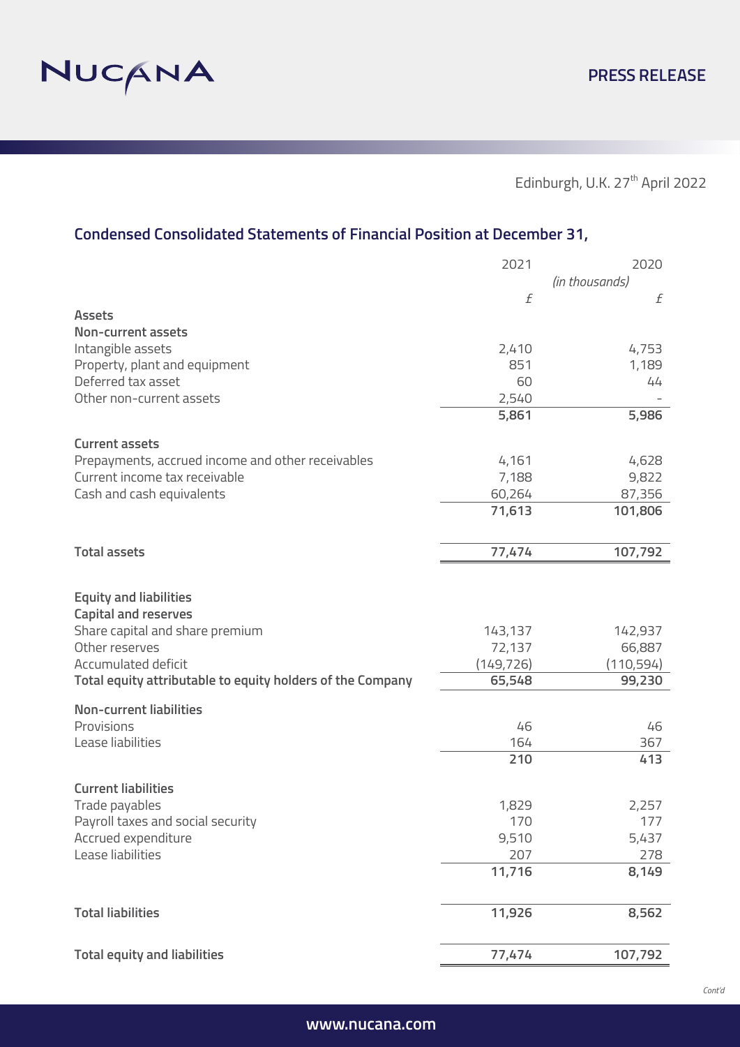Edinburgh, U.K. 27th April 2022

## Condensed Consolidated Statements of Financial Position at December 31,

| | 2021 | 2020 |
|---|---|---|
| | *(in thousands)* | |
| | £ | £ |
| **Assets** | | |
| **Non-current assets** | | |
| Intangible assets | 2,410 | 4,753 |
| Property, plant and equipment | 851 | 1,189 |
| Deferred tax asset | 60 | 44 |
| Other non-current assets | 2,540 | - |
| | **5,861** | **5,986** |
| **Current assets** | | |
| Prepayments, accrued income and other receivables | 4,161 | 4,628 |
| Current income tax receivable | 7,188 | 9,822 |
| Cash and cash equivalents | 60,264 | 87,356 |
| | **71,613** | **101,806** |
| **Total assets** | **77,474** | **107,792** |
| **Equity and liabilities** | | |
| **Capital and reserves** | | |
| Share capital and share premium | 143,137 | 142,937 |
| Other reserves | 72,137 | 66,887 |
| Accumulated deficit | (149,726) | (110,594) |
| **Total equity attributable to equity holders of the Company** | **65,548** | **99,230** |
| **Non-current liabilities** | | |
| Provisions | 46 | 46 |
| Lease liabilities | 164 | 367 |
| | **210** | **413** |
| **Current liabilities** | | |
| Trade payables | 1,829 | 2,257 |
| Payroll taxes and social security | 170 | 177 |
| Accrued expenditure | 9,510 | 5,437 |
| Lease liabilities | 207 | 278 |
| | **11,716** | **8,149** |
| **Total liabilities** | **11,926** | **8,562** |
| **Total equity and liabilities** | **77,474** | **107,792** |

*Cont'd*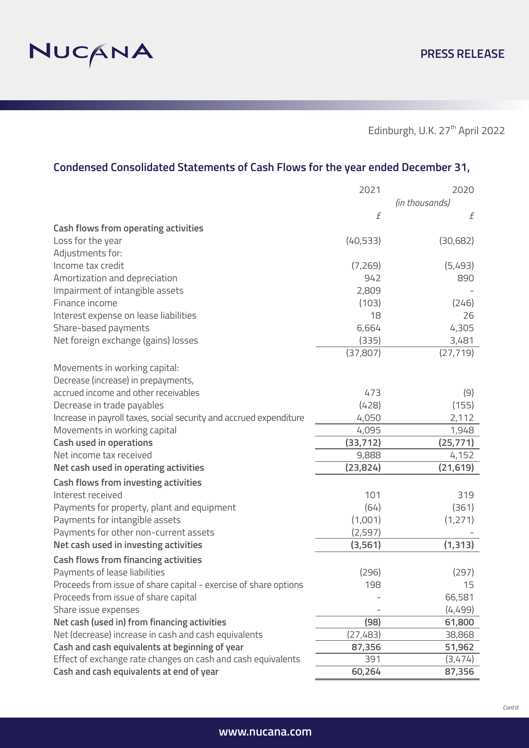Edinburgh, U.K. 27th April 2022

## Condensed Consolidated Statements of Cash Flows for the year ended December 31,

| | 2021 | 2020 |
|---|---|---|
| | *(in thousands)* | |
| | £ | £ |
| **Cash flows from operating activities** | | |
| Loss for the year | (40,533) | (30,682) |
| Adjustments for: | | |
| Income tax credit | (7,269) | (5,493) |
| Amortization and depreciation | 942 | 890 |
| Impairment of intangible assets | 2,809 | - |
| Finance income | (103) | (246) |
| Interest expense on lease liabilities | 18 | 26 |
| Share-based payments | 6,664 | 4,305 |
| Net foreign exchange (gains) losses | (335) | 3,481 |
| | (37,807) | (27,719) |
| Movements in working capital: | | |
| Decrease (increase) in prepayments, accrued income and other receivables | 473 | (9) |
| Decrease in trade payables | (428) | (155) |
| Increase in payroll taxes, social security and accrued expenditure | 4,050 | 2,112 |
| Movements in working capital | 4,095 | 1,948 |
| **Cash used in operations** | **(33,712)** | **(25,771)** |
| Net income tax received | 9,888 | 4,152 |
| **Net cash used in operating activities** | **(23,824)** | **(21,619)** |
| **Cash flows from investing activities** | | |
| Interest received | 101 | 319 |
| Payments for property, plant and equipment | (64) | (361) |
| Payments for intangible assets | (1,001) | (1,271) |
| Payments for other non-current assets | (2,597) | - |
| **Net cash used in investing activities** | **(3,561)** | **(1,313)** |
| **Cash flows from financing activities** | | |
| Payments of lease liabilities | (296) | (297) |
| Proceeds from issue of share capital - exercise of share options | 198 | 15 |
| Proceeds from issue of share capital | - | 66,581 |
| Share issue expenses | - | (4,499) |
| **Net cash (used in) from financing activities** | **(98)** | **61,800** |
| Net (decrease) increase in cash and cash equivalents | (27,483) | 38,868 |
| **Cash and cash equivalents at beginning of year** | **87,356** | **51,962** |
| Effect of exchange rate changes on cash and cash equivalents | 391 | (3,474) |
| **Cash and cash equivalents at end of year** | **60,264** | **87,356** |

*Cont'd*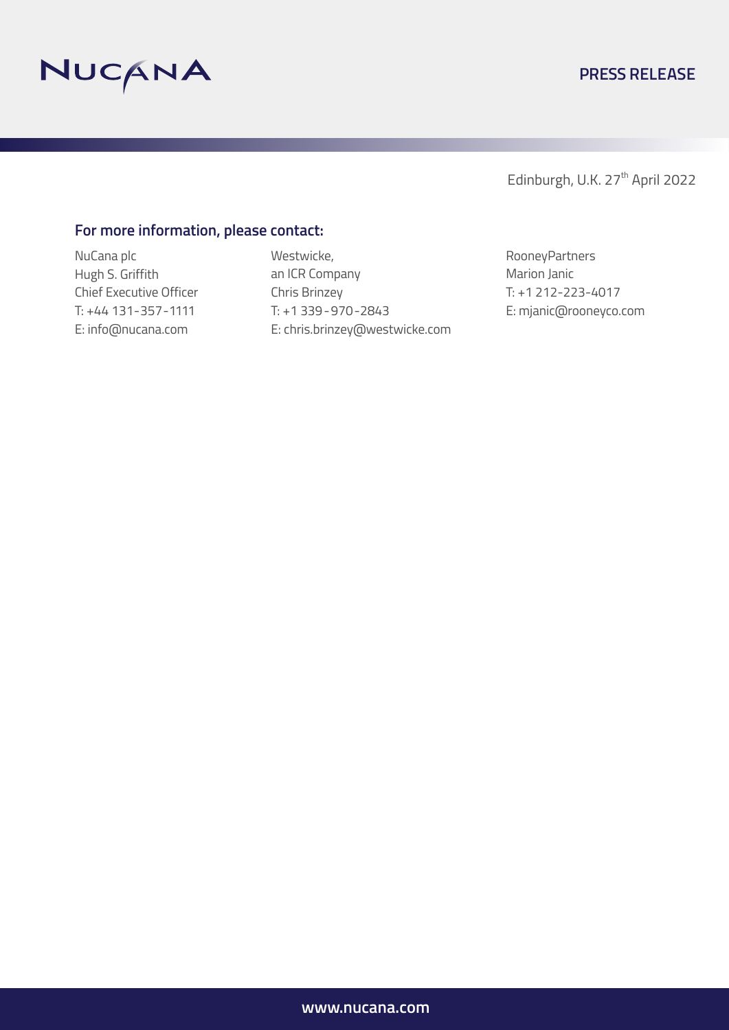Edinburgh, U.K. 27th April 2022

## For more information, please contact:

NuCana plc
Hugh S. Griffith
Chief Executive Officer
T: +44 131-357-1111
E: info@nucana.com

Westwicke,
an ICR Company
Chris Brinzey
T: +1 339-970-2843
E: chris.brinzey@westwicke.com

RooneyPartners
Marion Janic
T: +1 212-223-4017
E: mjanic@rooneyco.com